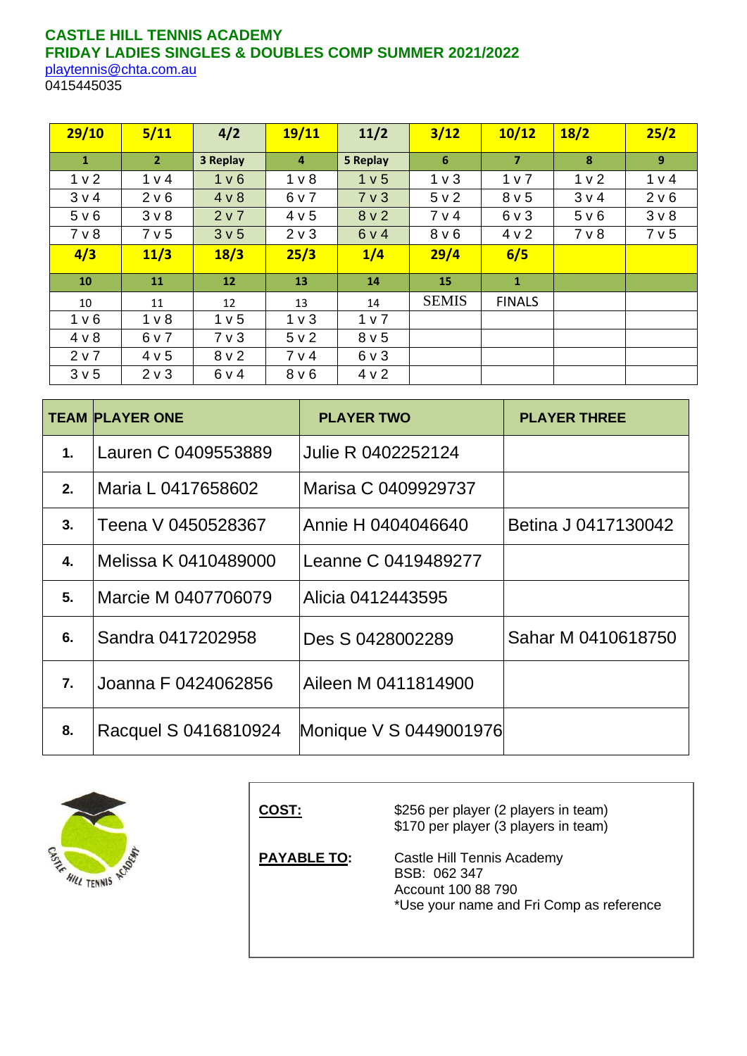**CASTLE HILL TENNIS ACADEMY**
**FRIDAY LADIES SINGLES & DOUBLES COMP SUMMER 2021/2022**
playtennis@chta.com.au
0415445035

| 29/10 | 5/11 | 4/2 | 19/11 | 11/2 | 3/12 | 10/12 | 18/2 | 25/2 |
|---|---|---|---|---|---|---|---|---|
| 1 | 2 | 3 Replay | 4 | 5 Replay | 6 | 7 | 8 | 9 |
| 1 v 2 | 1 v 4 | 1 v 6 | 1 v 8 | 1 v 5 | 1 v 3 | 1 v 7 | 1 v 2 | 1 v 4 |
| 3 v 4 | 2 v 6 | 4 v 8 | 6 v 7 | 7 v 3 | 5 v 2 | 8 v 5 | 3 v 4 | 2 v 6 |
| 5 v 6 | 3 v 8 | 2 v 7 | 4 v 5 | 8 v 2 | 7 v 4 | 6 v 3 | 5 v 6 | 3 v 8 |
| 7 v 8 | 7 v 5 | 3 v 5 | 2 v 3 | 6 v 4 | 8 v 6 | 4 v 2 | 7 v 8 | 7 v 5 |
| 4/3 | 11/3 | 18/3 | 25/3 | 1/4 | 29/4 | 6/5 | | |
| 10 | 11 | 12 | 13 | 14 | 15 | 1 | | |
| 10 | 11 | 12 | 13 | 14 | SEMIS | FINALS | | |
| 1 v 6 | 1 v 8 | 1 v 5 | 1 v 3 | 1 v 7 | | | | |
| 4 v 8 | 6 v 7 | 7 v 3 | 5 v 2 | 8 v 5 | | | | |
| 2 v 7 | 4 v 5 | 8 v 2 | 7 v 4 | 6 v 3 | | | | |
| 3 v 5 | 2 v 3 | 6 v 4 | 8 v 6 | 4 v 2 | | | | |

| TEAM | PLAYER ONE | PLAYER TWO | PLAYER THREE |
|---|---|---|---|
| 1. | Lauren C 0409553889 | Julie R 0402252124 | |
| 2. | Maria L 0417658602 | Marisa C 0409929737 | |
| 3. | Teena V 0450528367 | Annie H 0404046640 | Betina J 0417130042 |
| 4. | Melissa K 0410489000 | Leanne C 0419489277 | |
| 5. | Marcie M 0407706079 | Alicia 0412443595 | |
| 6. | Sandra 0417202958 | Des S 0428002289 | Sahar M 0410618750 |
| 7. | Joanna F 0424062856 | Aileen M 0411814900 | |
| 8. | Racquel S 0416810924 | Monique V S 0449001976 | |

**COST:** $256 per player (2 players in team)
$170 per player (3 players in team)

**PAYABLE TO:** Castle Hill Tennis Academy
BSB: 062 347
Account 100 88 790
*Use your name and Fri Comp as reference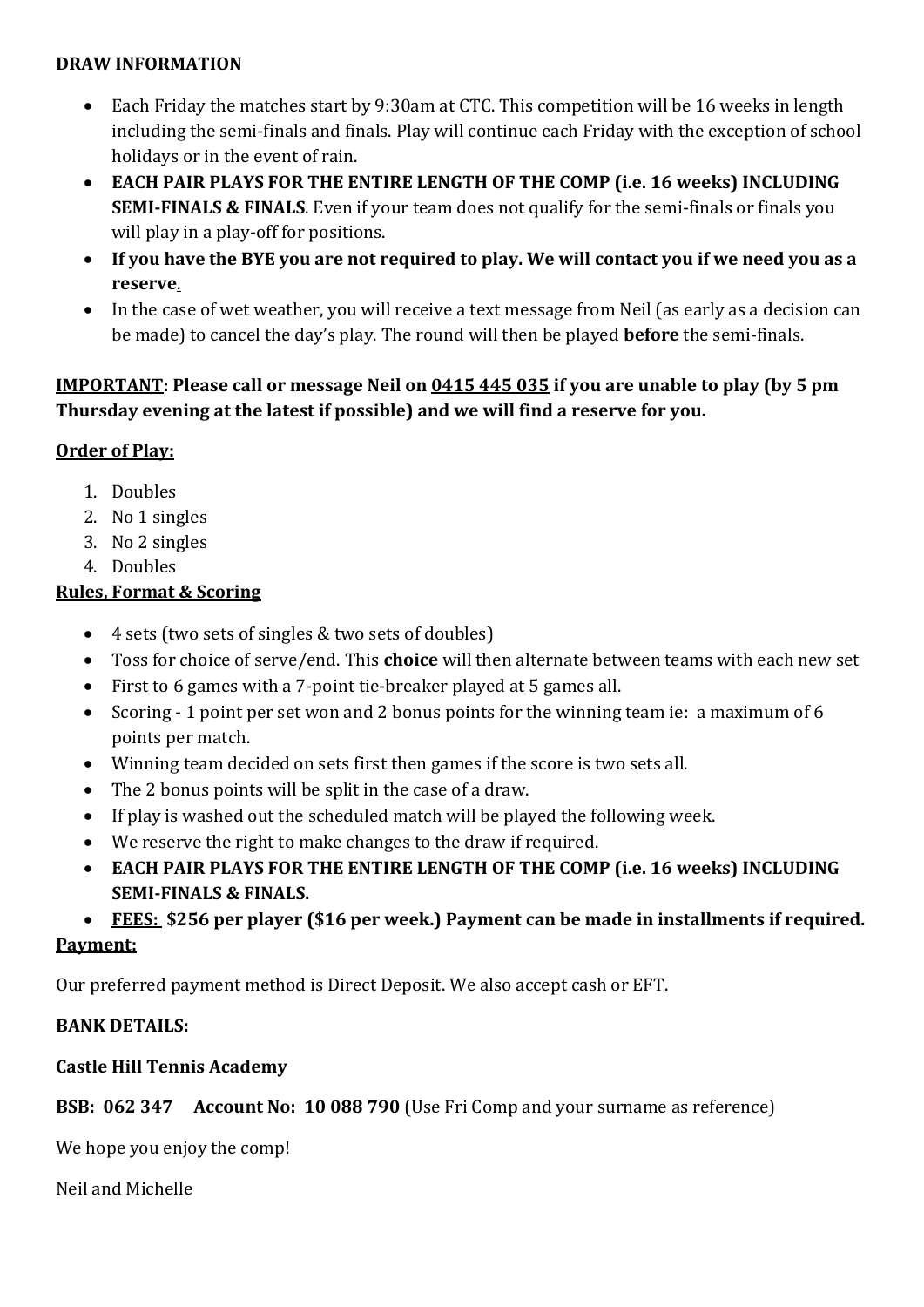**DRAW INFORMATION**

- Each Friday the matches start by 9:30am at CTC. This competition will be 16 weeks in length including the semi-finals and finals. Play will continue each Friday with the exception of school holidays or in the event of rain.
- **EACH PAIR PLAYS FOR THE ENTIRE LENGTH OF THE COMP (i.e. 16 weeks) INCLUDING SEMI-FINALS & FINALS**. Even if your team does not qualify for the semi-finals or finals you will play in a play-off for positions.
- **If you have the BYE you are not required to play. We will contact you if we need you as a reserve.**
- In the case of wet weather, you will receive a text message from Neil (as early as a decision can be made) to cancel the day's play. The round will then be played **before** the semi-finals.

**<u>IMPORTANT</u>: Please call or message Neil on <u>0415 445 035</u> if you are unable to play (by 5 pm Thursday evening at the latest if possible) and we will find a reserve for you.**

**<u>Order of Play:</u>**

1. Doubles
2. No 1 singles
3. No 2 singles
4. Doubles

**<u>Rules, Format & Scoring</u>**

- 4 sets (two sets of singles & two sets of doubles)
- Toss for choice of serve/end. This **choice** will then alternate between teams with each new set
- First to 6 games with a 7-point tie-breaker played at 5 games all.
- Scoring - 1 point per set won and 2 bonus points for the winning team ie: a maximum of 6 points per match.
- Winning team decided on sets first then games if the score is two sets all.
- The 2 bonus points will be split in the case of a draw.
- If play is washed out the scheduled match will be played the following week.
- We reserve the right to make changes to the draw if required.
- **EACH PAIR PLAYS FOR THE ENTIRE LENGTH OF THE COMP (i.e. 16 weeks) INCLUDING SEMI-FINALS & FINALS.**
- **<u>FEES:</u> $256 per player ($16 per week.) Payment can be made in installments if required.**

**<u>Payment:</u>**

Our preferred payment method is Direct Deposit. We also accept cash or EFT.

**BANK DETAILS:**

**Castle Hill Tennis Academy**

**BSB: 062 347 Account No: 10 088 790** (Use Fri Comp and your surname as reference)

We hope you enjoy the comp!

Neil and Michelle